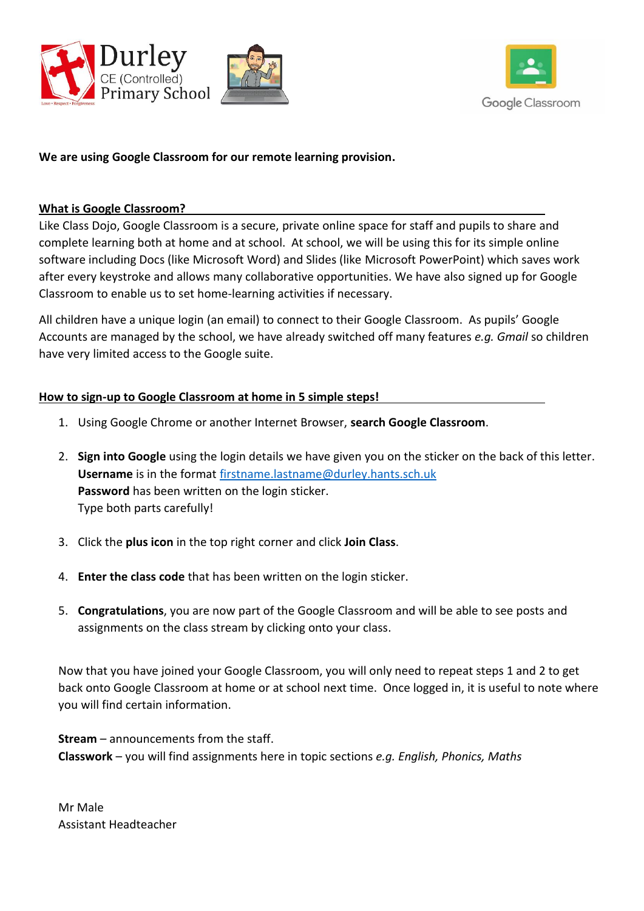Durley CE (Controlled) Primary School

Google Classroom

**We are using Google Classroom for our remote learning provision.**

## What is Google Classroom?

Like Class Dojo, Google Classroom is a secure, private online space for staff and pupils to share and complete learning both at home and at school. At school, we will be using this for its simple online software including Docs (like Microsoft Word) and Slides (like Microsoft PowerPoint) which saves work after every keystroke and allows many collaborative opportunities. We have also signed up for Google Classroom to enable us to set home-learning activities if necessary.

All children have a unique login (an email) to connect to their Google Classroom. As pupils' Google Accounts are managed by the school, we have already switched off many features *e.g. Gmail* so children have very limited access to the Google suite.

## How to sign-up to Google Classroom at home in 5 simple steps!

1. Using Google Chrome or another Internet Browser, **search Google Classroom**.

2. **Sign into Google** using the login details we have given you on the sticker on the back of this letter.
   **Username** is in the format firstname.lastname@durley.hants.sch.uk
   **Password** has been written on the login sticker.
   Type both parts carefully!

3. Click the **plus icon** in the top right corner and click **Join Class**.

4. **Enter the class code** that has been written on the login sticker.

5. **Congratulations**, you are now part of the Google Classroom and will be able to see posts and assignments on the class stream by clicking onto your class.

Now that you have joined your Google Classroom, you will only need to repeat steps 1 and 2 to get back onto Google Classroom at home or at school next time. Once logged in, it is useful to note where you will find certain information.

**Stream** – announcements from the staff.
**Classwork** – you will find assignments here in topic sections *e.g. English, Phonics, Maths*

Mr Male
Assistant Headteacher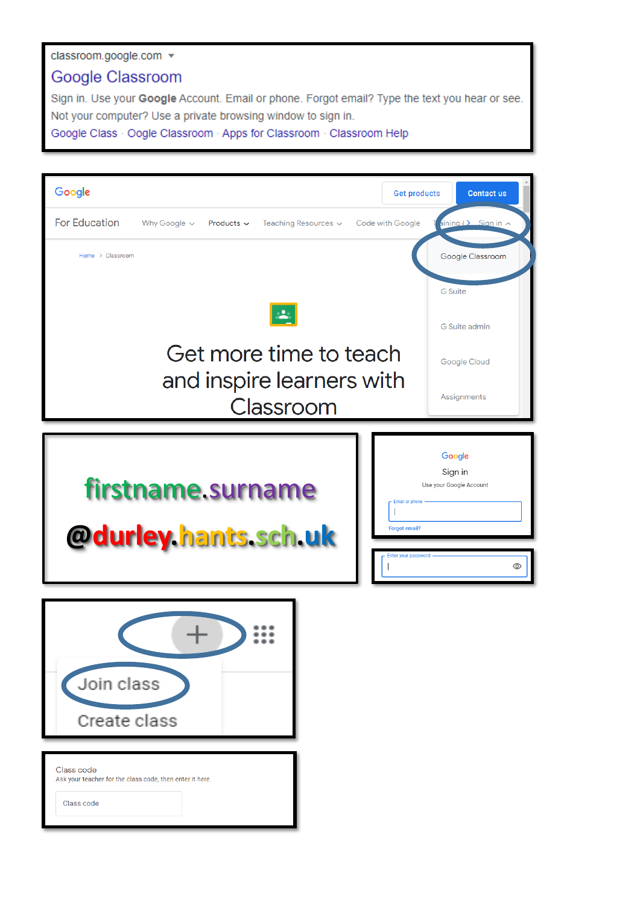classroom.google.com

Google Classroom

Sign in. Use your **Google** Account. Email or phone. Forgot email? Type the text you hear or see. Not your computer? Use a private browsing window to sign in.

Google Class · Oogle Classroom · Apps for Classroom · Classroom Help

Google

Get products | Contact us

For Education | Why Google | Products | Teaching Resources | Code with Google | Training | Sign in

Home > Classroom

Google Classroom

G Suite

G Suite admin

Google Cloud

Assignments

Get more time to teach and inspire learners with Classroom

**firstname.surname**

**@durley.hants.sch.uk**

Google

Sign in

Use your Google Account

Email or phone

Forgot email?

Enter your password

+

Join class

Create class

Class code

Ask your teacher for the class code, then enter it here.

Class code